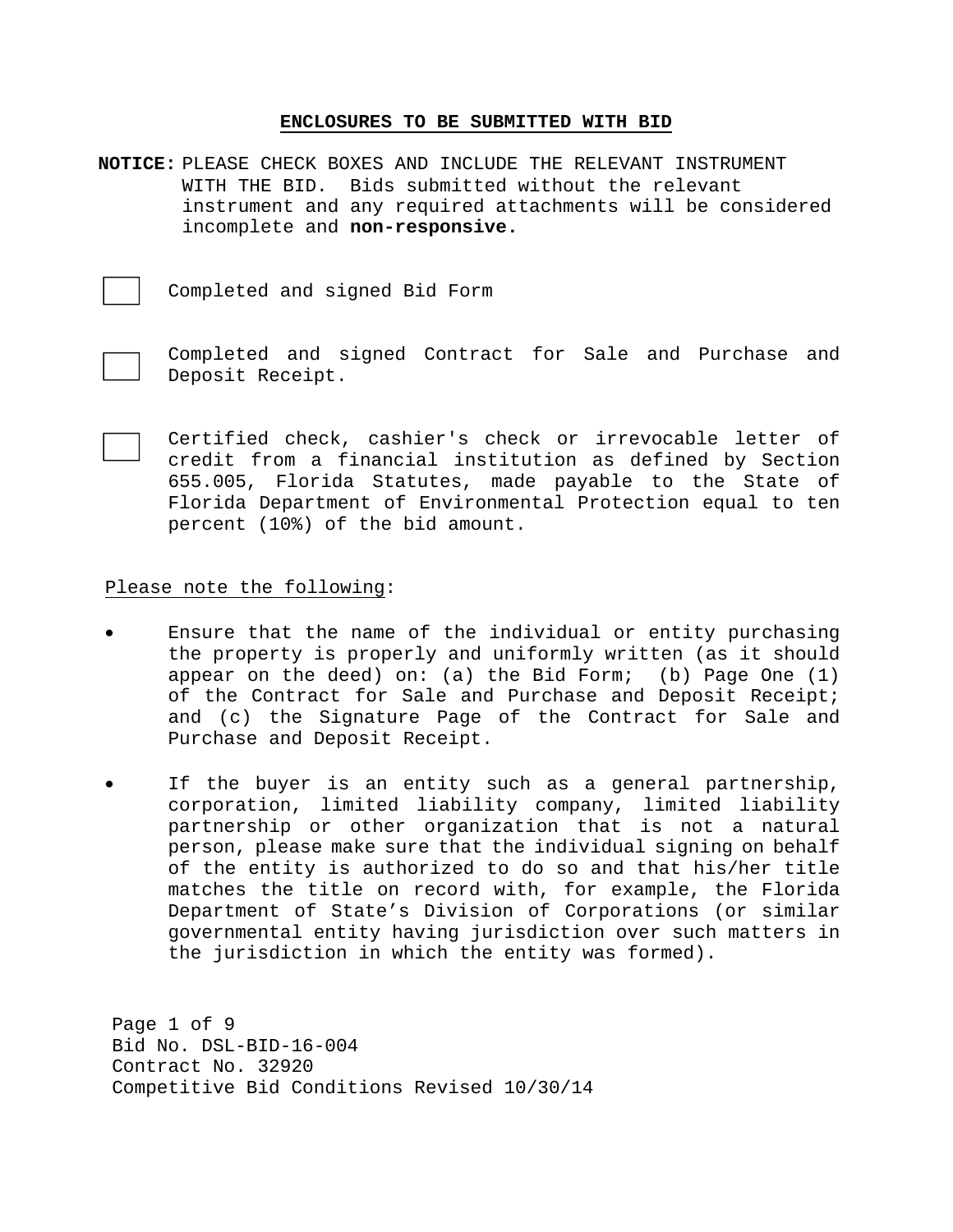## ENCLOSURES TO BE SUBMITTED WITH BID

**NOTICE:** PLEASE CHECK BOXES AND INCLUDE THE RELEVANT INSTRUMENT WITH THE BID. Bids submitted without the relevant instrument and any required attachments will be considered incomplete and **non-responsive.**

- [ ] Completed and signed Bid Form

- [ ] Completed and signed Contract for Sale and Purchase and Deposit Receipt.

- [ ] Certified check, cashier's check or irrevocable letter of credit from a financial institution as defined by Section 655.005, Florida Statutes, made payable to the State of Florida Department of Environmental Protection equal to ten percent (10%) of the bid amount.

Please note the following:

- Ensure that the name of the individual or entity purchasing the property is properly and uniformly written (as it should appear on the deed) on: (a) the Bid Form; (b) Page One (1) of the Contract for Sale and Purchase and Deposit Receipt; and (c) the Signature Page of the Contract for Sale and Purchase and Deposit Receipt.

- If the buyer is an entity such as a general partnership, corporation, limited liability company, limited liability partnership or other organization that is not a natural person, please make sure that the individual signing on behalf of the entity is authorized to do so and that his/her title matches the title on record with, for example, the Florida Department of State's Division of Corporations (or similar governmental entity having jurisdiction over such matters in the jurisdiction in which the entity was formed).

Bid No. DSL-BID-16-004
Contract No. 32920
Competitive Bid Conditions Revised 10/30/14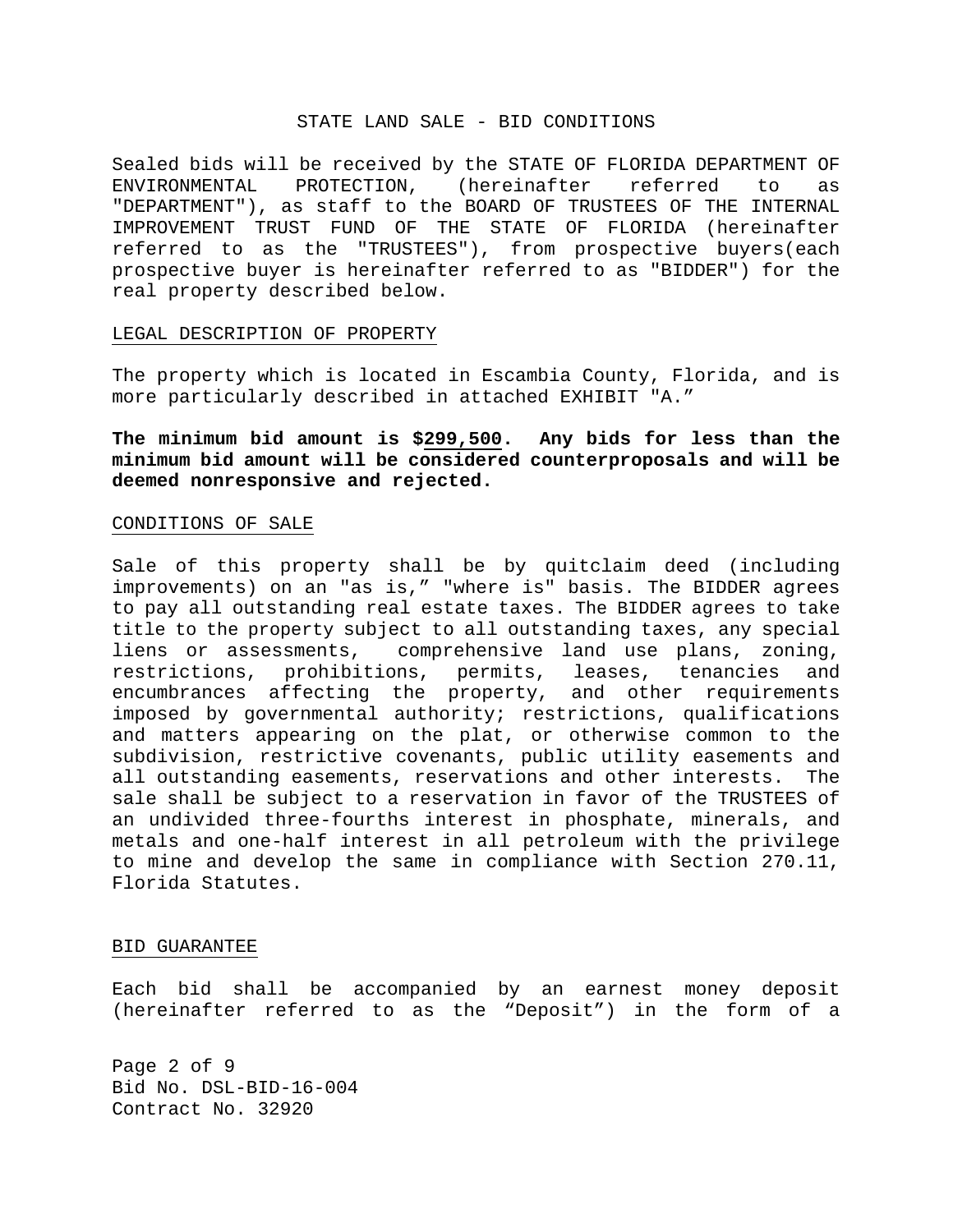STATE LAND SALE - BID CONDITIONS

Sealed bids will be received by the STATE OF FLORIDA DEPARTMENT OF ENVIRONMENTAL PROTECTION, (hereinafter referred to as "DEPARTMENT"), as staff to the BOARD OF TRUSTEES OF THE INTERNAL IMPROVEMENT TRUST FUND OF THE STATE OF FLORIDA (hereinafter referred to as the "TRUSTEES"), from prospective buyers(each prospective buyer is hereinafter referred to as "BIDDER") for the real property described below.

LEGAL DESCRIPTION OF PROPERTY

The property which is located in Escambia County, Florida, and is more particularly described in attached EXHIBIT "A."

**The minimum bid amount is $299,500. Any bids for less than the minimum bid amount will be considered counterproposals and will be deemed nonresponsive and rejected.**

CONDITIONS OF SALE

Sale of this property shall be by quitclaim deed (including improvements) on an "as is," "where is" basis. The BIDDER agrees to pay all outstanding real estate taxes. The BIDDER agrees to take title to the property subject to all outstanding taxes, any special liens or assessments, comprehensive land use plans, zoning, restrictions, prohibitions, permits, leases, tenancies and encumbrances affecting the property, and other requirements imposed by governmental authority; restrictions, qualifications and matters appearing on the plat, or otherwise common to the subdivision, restrictive covenants, public utility easements and all outstanding easements, reservations and other interests. The sale shall be subject to a reservation in favor of the TRUSTEES of an undivided three-fourths interest in phosphate, minerals, and metals and one-half interest in all petroleum with the privilege to mine and develop the same in compliance with Section 270.11, Florida Statutes.

BID GUARANTEE

Each bid shall be accompanied by an earnest money deposit (hereinafter referred to as the "Deposit") in the form of a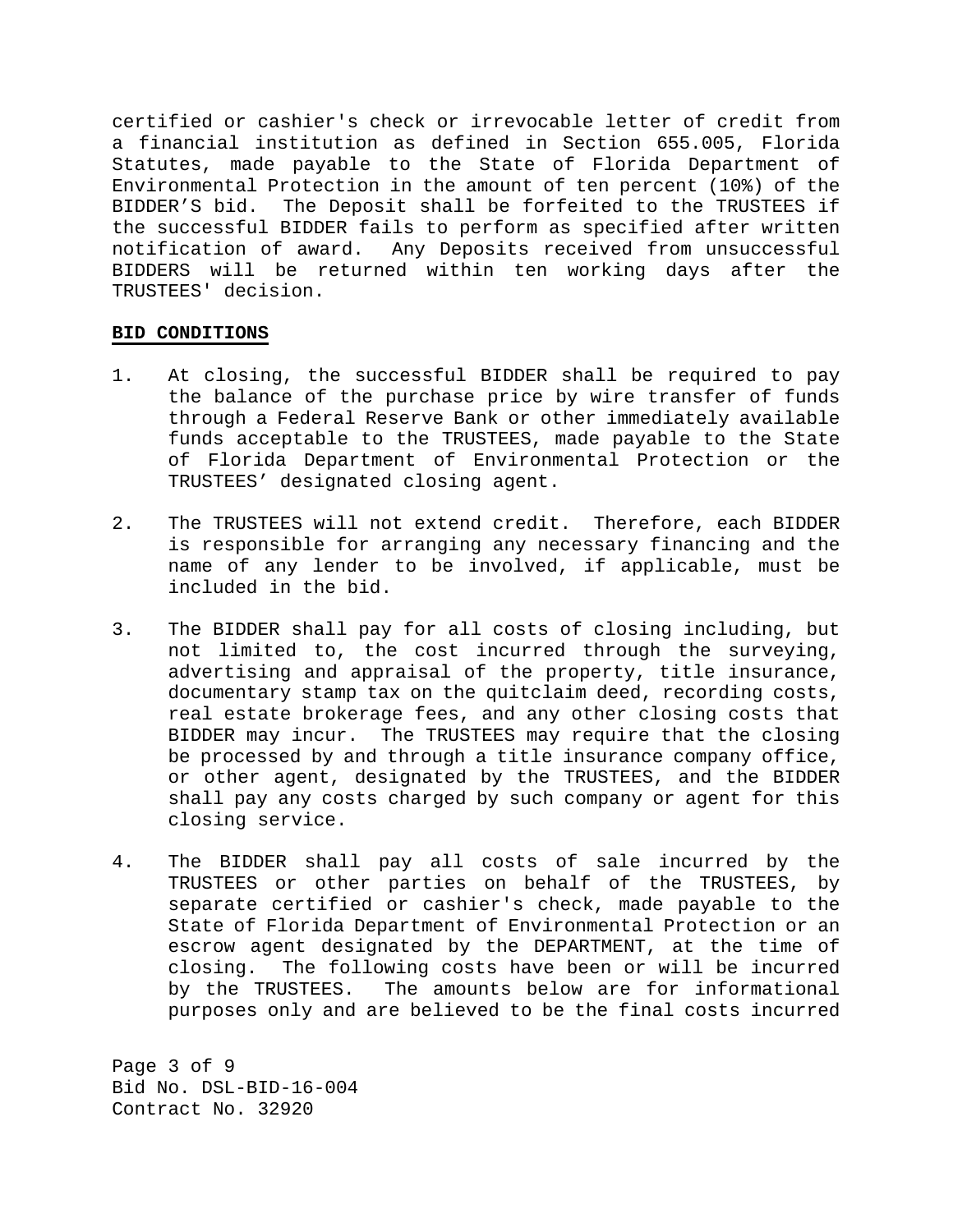certified or cashier's check or irrevocable letter of credit from a financial institution as defined in Section 655.005, Florida Statutes, made payable to the State of Florida Department of Environmental Protection in the amount of ten percent (10%) of the BIDDER'S bid. The Deposit shall be forfeited to the TRUSTEES if the successful BIDDER fails to perform as specified after written notification of award. Any Deposits received from unsuccessful BIDDERS will be returned within ten working days after the TRUSTEES' decision.

**BID CONDITIONS**

1. At closing, the successful BIDDER shall be required to pay the balance of the purchase price by wire transfer of funds through a Federal Reserve Bank or other immediately available funds acceptable to the TRUSTEES, made payable to the State of Florida Department of Environmental Protection or the TRUSTEES' designated closing agent.

2. The TRUSTEES will not extend credit. Therefore, each BIDDER is responsible for arranging any necessary financing and the name of any lender to be involved, if applicable, must be included in the bid.

3. The BIDDER shall pay for all costs of closing including, but not limited to, the cost incurred through the surveying, advertising and appraisal of the property, title insurance, documentary stamp tax on the quitclaim deed, recording costs, real estate brokerage fees, and any other closing costs that BIDDER may incur. The TRUSTEES may require that the closing be processed by and through a title insurance company office, or other agent, designated by the TRUSTEES, and the BIDDER shall pay any costs charged by such company or agent for this closing service.

4. The BIDDER shall pay all costs of sale incurred by the TRUSTEES or other parties on behalf of the TRUSTEES, by separate certified or cashier's check, made payable to the State of Florida Department of Environmental Protection or an escrow agent designated by the DEPARTMENT, at the time of closing. The following costs have been or will be incurred by the TRUSTEES. The amounts below are for informational purposes only and are believed to be the final costs incurred

Bid No. DSL-BID-16-004
Contract No. 32920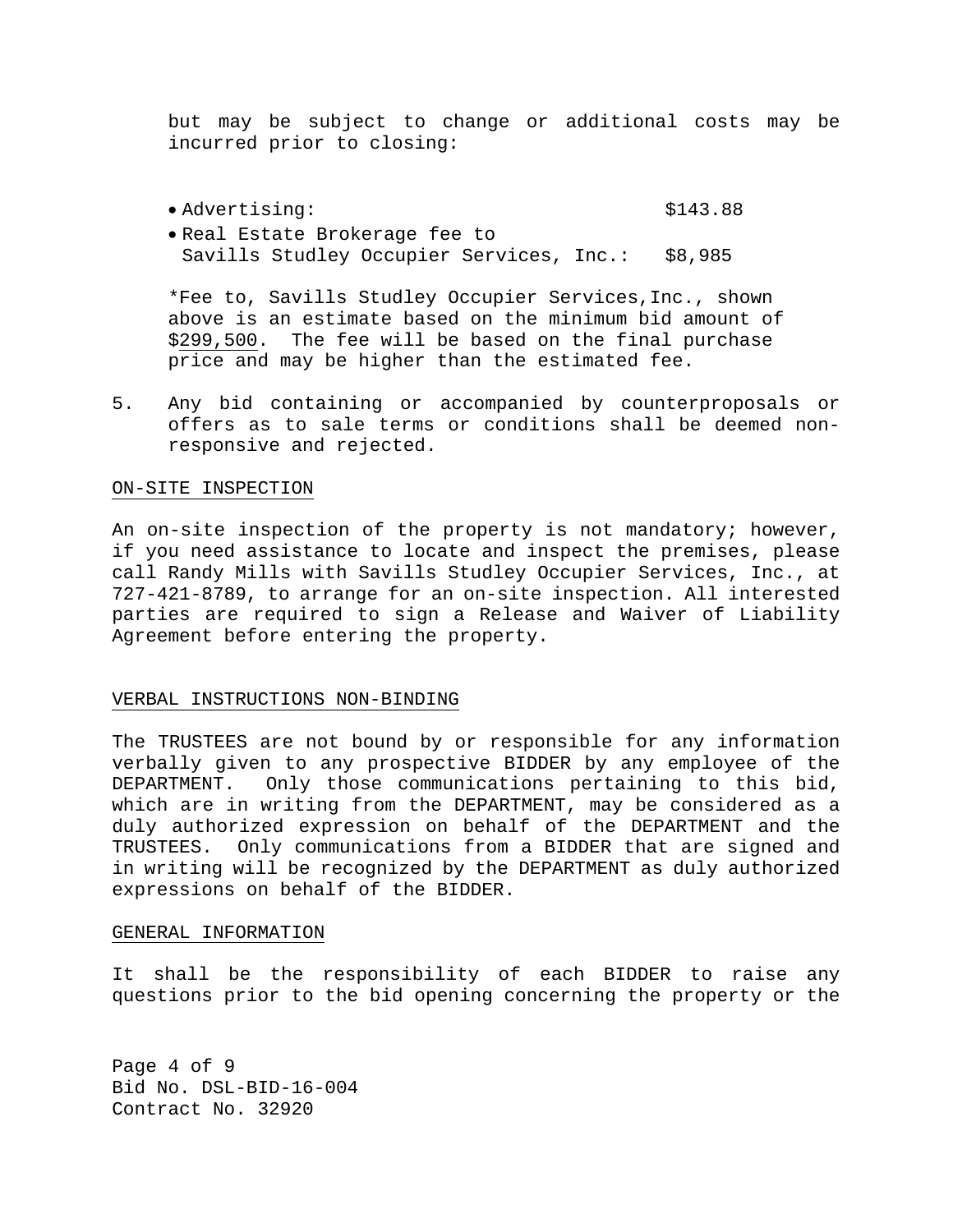but may be subject to change or additional costs may be incurred prior to closing:

- Advertising: $143.88
- Real Estate Brokerage fee to Savills Studley Occupier Services, Inc.: $8,985

*Fee to, Savills Studley Occupier Services,Inc., shown above is an estimate based on the minimum bid amount of $299,500. The fee will be based on the final purchase price and may be higher than the estimated fee.

5. Any bid containing or accompanied by counterproposals or offers as to sale terms or conditions shall be deemed non-responsive and rejected.

## ON-SITE INSPECTION

An on-site inspection of the property is not mandatory; however, if you need assistance to locate and inspect the premises, please call Randy Mills with Savills Studley Occupier Services, Inc., at 727-421-8789, to arrange for an on-site inspection. All interested parties are required to sign a Release and Waiver of Liability Agreement before entering the property.

## VERBAL INSTRUCTIONS NON-BINDING

The TRUSTEES are not bound by or responsible for any information verbally given to any prospective BIDDER by any employee of the DEPARTMENT. Only those communications pertaining to this bid, which are in writing from the DEPARTMENT, may be considered as a duly authorized expression on behalf of the DEPARTMENT and the TRUSTEES. Only communications from a BIDDER that are signed and in writing will be recognized by the DEPARTMENT as duly authorized expressions on behalf of the BIDDER.

## GENERAL INFORMATION

It shall be the responsibility of each BIDDER to raise any questions prior to the bid opening concerning the property or the

Bid No. DSL-BID-16-004
Contract No. 32920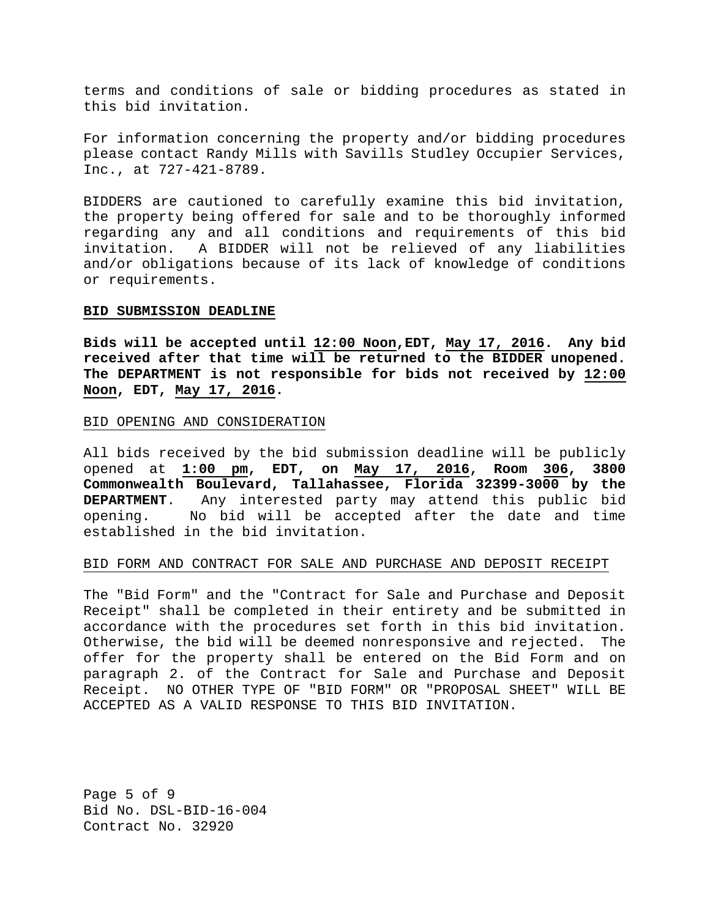terms and conditions of sale or bidding procedures as stated in this bid invitation.

For information concerning the property and/or bidding procedures please contact Randy Mills with Savills Studley Occupier Services, Inc., at 727-421-8789.

BIDDERS are cautioned to carefully examine this bid invitation, the property being offered for sale and to be thoroughly informed regarding any and all conditions and requirements of this bid invitation. A BIDDER will not be relieved of any liabilities and/or obligations because of its lack of knowledge of conditions or requirements.

**BID SUBMISSION DEADLINE**

**Bids will be accepted until 12:00 Noon,EDT, May 17, 2016. Any bid received after that time will be returned to the BIDDER unopened. The DEPARTMENT is not responsible for bids not received by 12:00 Noon, EDT, May 17, 2016.**

BID OPENING AND CONSIDERATION

All bids received by the bid submission deadline will be publicly opened at **1:00 pm, EDT, on May 17, 2016, Room 306, 3800 Commonwealth Boulevard, Tallahassee, Florida 32399-3000 by the DEPARTMENT**. Any interested party may attend this public bid opening. No bid will be accepted after the date and time established in the bid invitation.

BID FORM AND CONTRACT FOR SALE AND PURCHASE AND DEPOSIT RECEIPT

The "Bid Form" and the "Contract for Sale and Purchase and Deposit Receipt" shall be completed in their entirety and be submitted in accordance with the procedures set forth in this bid invitation. Otherwise, the bid will be deemed nonresponsive and rejected. The offer for the property shall be entered on the Bid Form and on paragraph 2. of the Contract for Sale and Purchase and Deposit Receipt. NO OTHER TYPE OF "BID FORM" OR "PROPOSAL SHEET" WILL BE ACCEPTED AS A VALID RESPONSE TO THIS BID INVITATION.

Bid No. DSL-BID-16-004
Contract No. 32920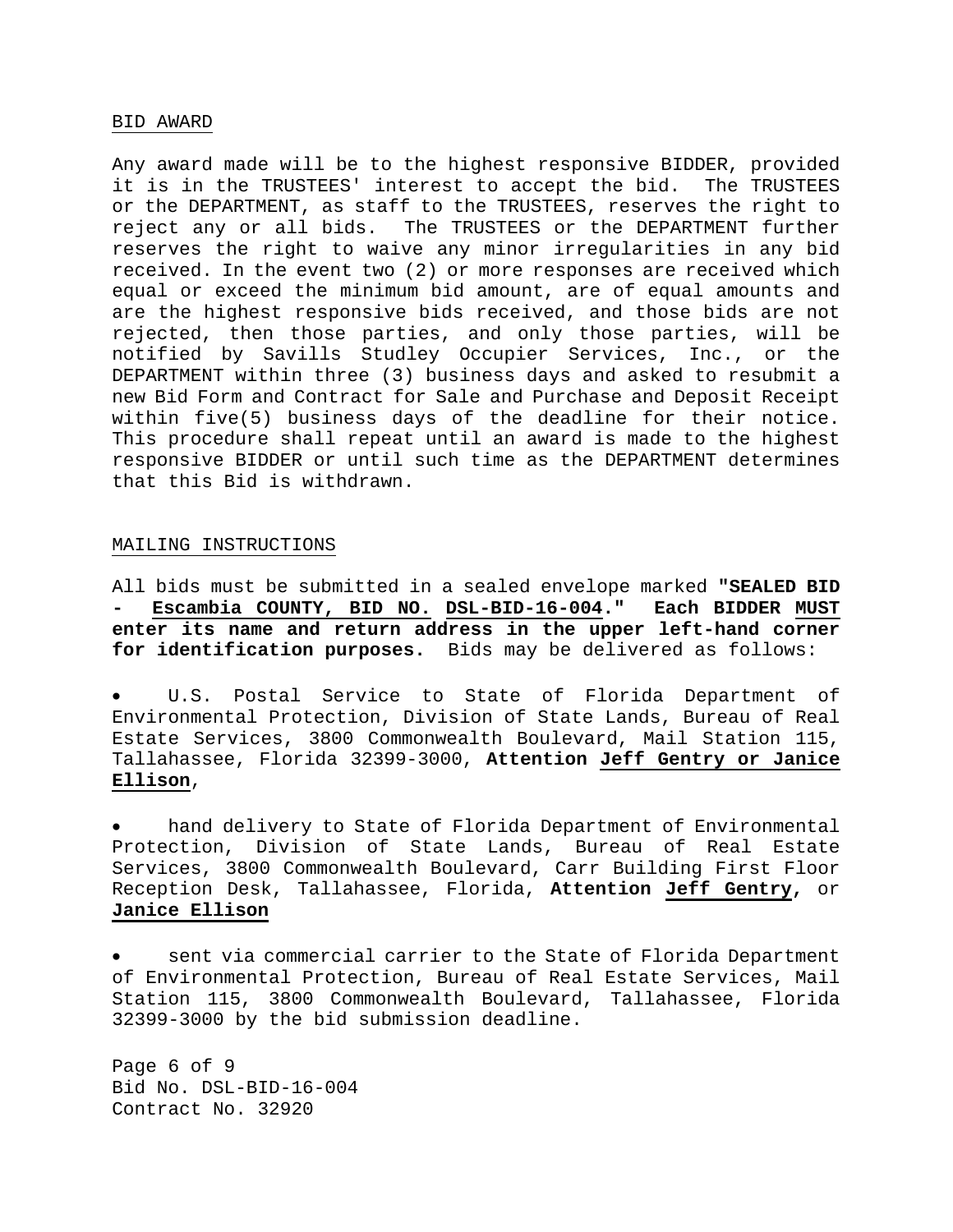## BID AWARD

Any award made will be to the highest responsive BIDDER, provided it is in the TRUSTEES' interest to accept the bid. The TRUSTEES or the DEPARTMENT, as staff to the TRUSTEES, reserves the right to reject any or all bids. The TRUSTEES or the DEPARTMENT further reserves the right to waive any minor irregularities in any bid received. In the event two (2) or more responses are received which equal or exceed the minimum bid amount, are of equal amounts and are the highest responsive bids received, and those bids are not rejected, then those parties, and only those parties, will be notified by Savills Studley Occupier Services, Inc., or the DEPARTMENT within three (3) business days and asked to resubmit a new Bid Form and Contract for Sale and Purchase and Deposit Receipt within five(5) business days of the deadline for their notice. This procedure shall repeat until an award is made to the highest responsive BIDDER or until such time as the DEPARTMENT determines that this Bid is withdrawn.

## MAILING INSTRUCTIONS

All bids must be submitted in a sealed envelope marked **"SEALED BID - Escambia COUNTY, BID NO. DSL-BID-16-004." Each BIDDER MUST enter its name and return address in the upper left-hand corner for identification purposes.** Bids may be delivered as follows:

- U.S. Postal Service to State of Florida Department of Environmental Protection, Division of State Lands, Bureau of Real Estate Services, 3800 Commonwealth Boulevard, Mail Station 115, Tallahassee, Florida 32399-3000, **Attention Jeff Gentry or Janice Ellison**,

- hand delivery to State of Florida Department of Environmental Protection, Division of State Lands, Bureau of Real Estate Services, 3800 Commonwealth Boulevard, Carr Building First Floor Reception Desk, Tallahassee, Florida, **Attention Jeff Gentry,** or **Janice Ellison**

- sent via commercial carrier to the State of Florida Department of Environmental Protection, Bureau of Real Estate Services, Mail Station 115, 3800 Commonwealth Boulevard, Tallahassee, Florida 32399-3000 by the bid submission deadline.

Bid No. DSL-BID-16-004
Contract No. 32920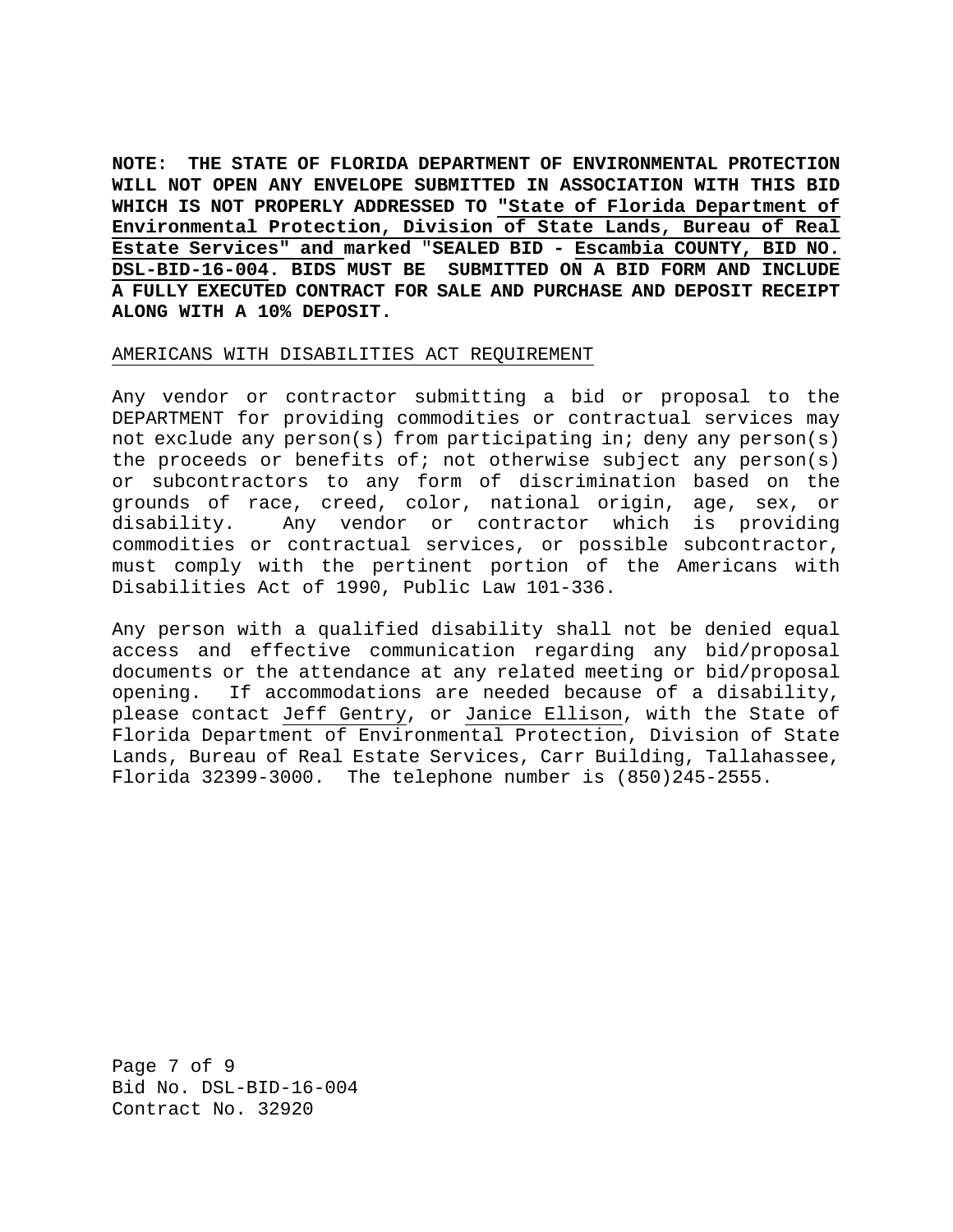**NOTE: THE STATE OF FLORIDA DEPARTMENT OF ENVIRONMENTAL PROTECTION WILL NOT OPEN ANY ENVELOPE SUBMITTED IN ASSOCIATION WITH THIS BID WHICH IS NOT PROPERLY ADDRESSED TO "State of Florida Department of Environmental Protection, Division of State Lands, Bureau of Real Estate Services" and marked "SEALED BID - Escambia COUNTY, BID NO. DSL-BID-16-004. BIDS MUST BE SUBMITTED ON A BID FORM AND INCLUDE A FULLY EXECUTED CONTRACT FOR SALE AND PURCHASE AND DEPOSIT RECEIPT ALONG WITH A 10% DEPOSIT.**

AMERICANS WITH DISABILITIES ACT REQUIREMENT

Any vendor or contractor submitting a bid or proposal to the DEPARTMENT for providing commodities or contractual services may not exclude any person(s) from participating in; deny any person(s) the proceeds or benefits of; not otherwise subject any person(s) or subcontractors to any form of discrimination based on the grounds of race, creed, color, national origin, age, sex, or disability. Any vendor or contractor which is providing commodities or contractual services, or possible subcontractor, must comply with the pertinent portion of the Americans with Disabilities Act of 1990, Public Law 101-336.

Any person with a qualified disability shall not be denied equal access and effective communication regarding any bid/proposal documents or the attendance at any related meeting or bid/proposal opening. If accommodations are needed because of a disability, please contact Jeff Gentry, or Janice Ellison, with the State of Florida Department of Environmental Protection, Division of State Lands, Bureau of Real Estate Services, Carr Building, Tallahassee, Florida 32399-3000. The telephone number is (850)245-2555.

Bid No. DSL-BID-16-004
Contract No. 32920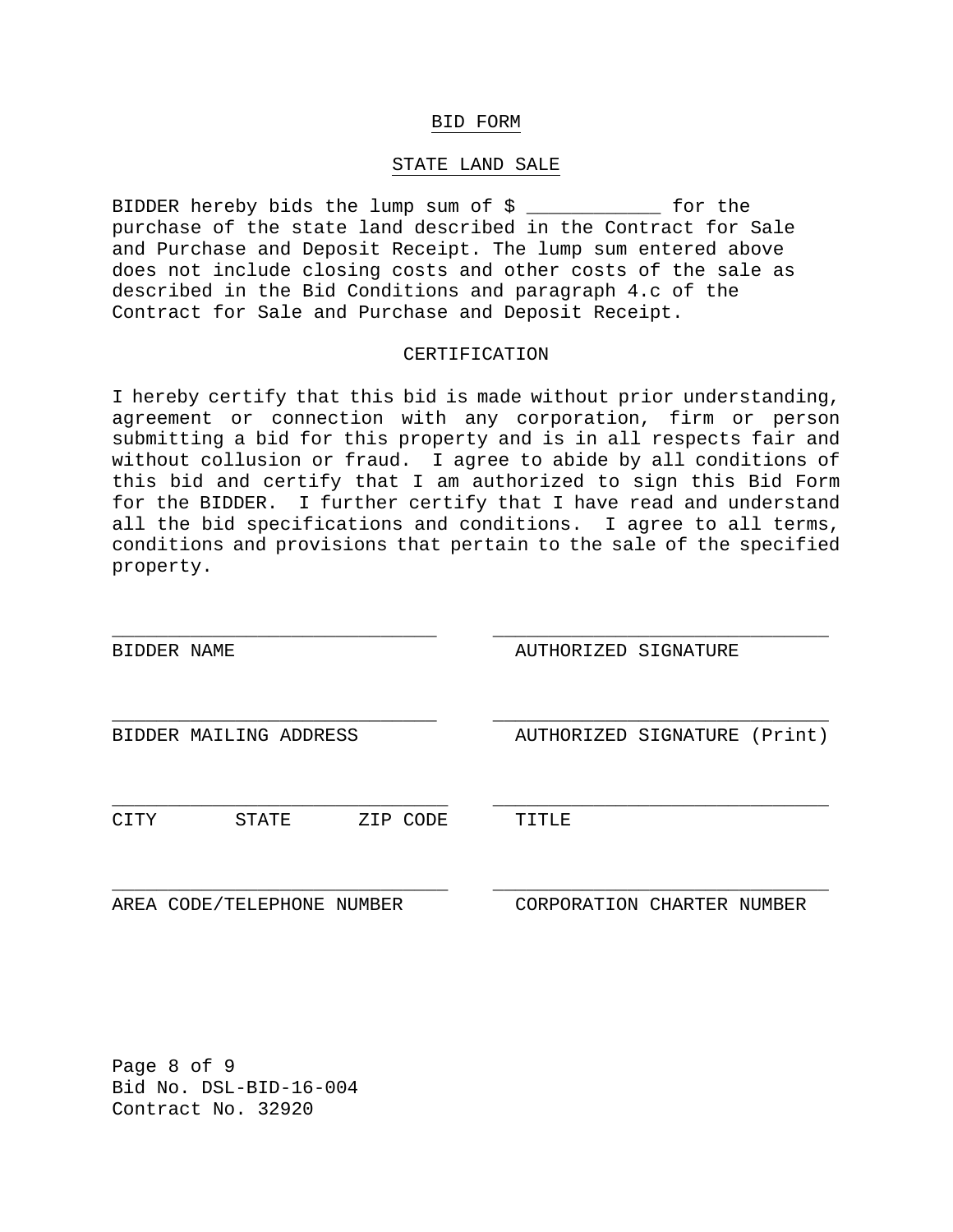## BID FORM

## STATE LAND SALE

BIDDER hereby bids the lump sum of $ ____________ for the purchase of the state land described in the Contract for Sale and Purchase and Deposit Receipt. The lump sum entered above does not include closing costs and other costs of the sale as described in the Bid Conditions and paragraph 4.c of the Contract for Sale and Purchase and Deposit Receipt.

### CERTIFICATION

I hereby certify that this bid is made without prior understanding, agreement or connection with any corporation, firm or person submitting a bid for this property and is in all respects fair and without collusion or fraud. I agree to abide by all conditions of this bid and certify that I am authorized to sign this Bid Form for the BIDDER. I further certify that I have read and understand all the bid specifications and conditions. I agree to all terms, conditions and provisions that pertain to the sale of the specified property.

______________________________
BIDDER NAME

______________________________
AUTHORIZED SIGNATURE

______________________________
BIDDER MAILING ADDRESS

______________________________
AUTHORIZED SIGNATURE (Print)

______________________________
CITY STATE ZIP CODE

______________________________
TITLE

______________________________
AREA CODE/TELEPHONE NUMBER

______________________________
CORPORATION CHARTER NUMBER

Bid No. DSL-BID-16-004
Contract No. 32920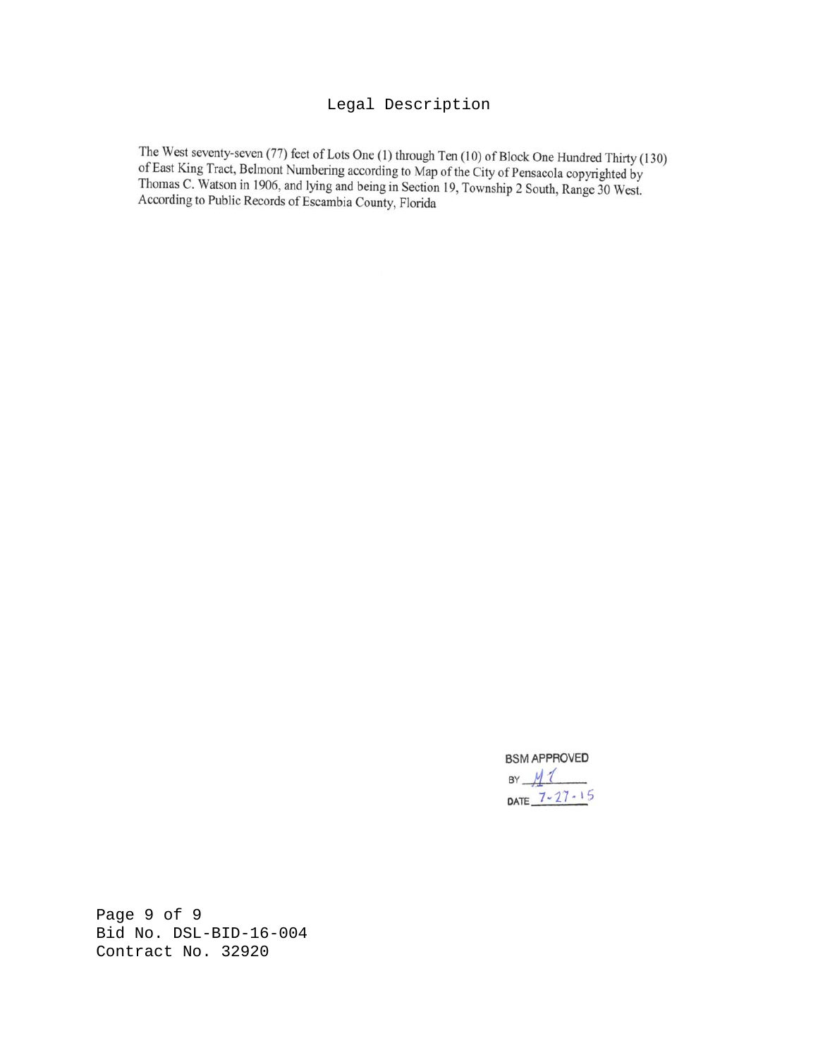# Legal Description

The West seventy-seven (77) feet of Lots One (1) through Ten (10) of Block One Hundred Thirty (130) of East King Tract, Belmont Numbering according to Map of the City of Pensacola copyrighted by Thomas C. Watson in 1906, and lying and being in Section 19, Township 2 South, Range 30 West. According to Public Records of Escambia County, Florida

BSM APPROVED
BY MT
DATE 7-27-15

Bid No. DSL-BID-16-004
Contract No. 32920